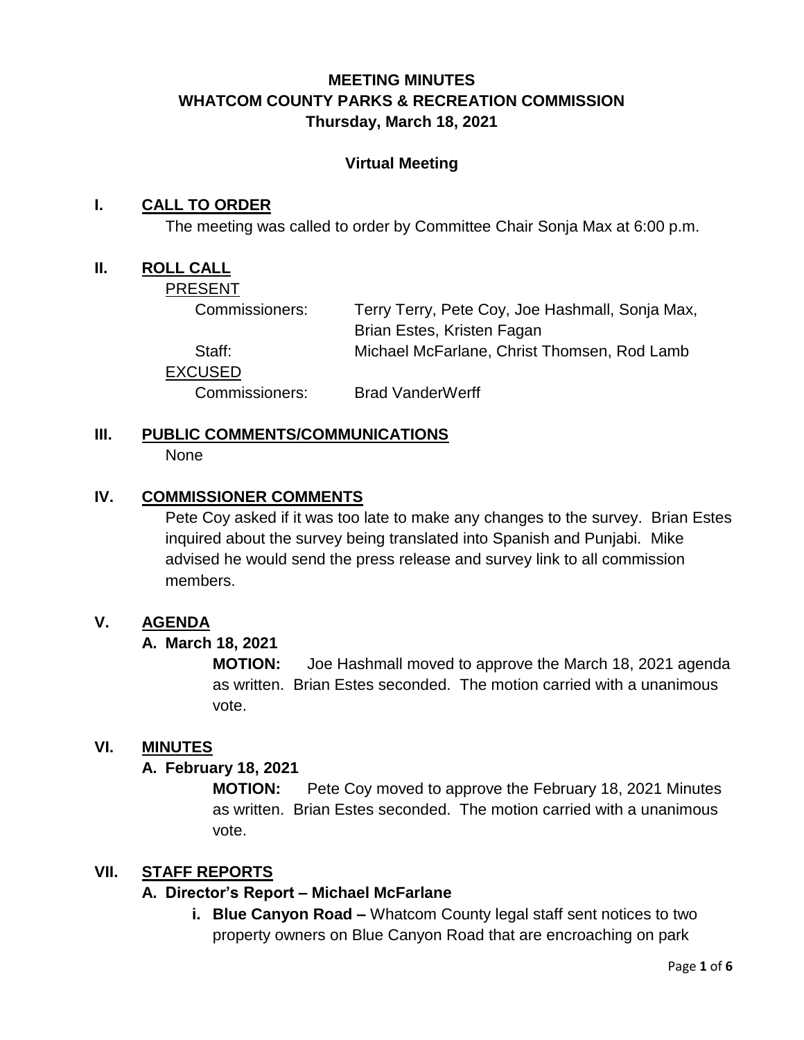# MEETING MINUTES
# WHATCOM COUNTY PARKS & RECREATION COMMISSION
# Thursday, March 18, 2021

**Virtual Meeting**

## I. CALL TO ORDER

The meeting was called to order by Committee Chair Sonja Max at 6:00 p.m.

## II. ROLL CALL

PRESENT

| | |
|---|---|
| Commissioners: | Terry Terry, Pete Coy, Joe Hashmall, Sonja Max, Brian Estes, Kristen Fagan |
| Staff: | Michael McFarlane, Christ Thomsen, Rod Lamb |

EXCUSED

| | |
|---|---|
| Commissioners: | Brad VanderWerff |

## III. PUBLIC COMMENTS/COMMUNICATIONS

None

## IV. COMMISSIONER COMMENTS

Pete Coy asked if it was too late to make any changes to the survey. Brian Estes inquired about the survey being translated into Spanish and Punjabi. Mike advised he would send the press release and survey link to all commission members.

## V. AGENDA

### A. March 18, 2021

**MOTION:** Joe Hashmall moved to approve the March 18, 2021 agenda as written. Brian Estes seconded. The motion carried with a unanimous vote.

## VI. MINUTES

### A. February 18, 2021

**MOTION:** Pete Coy moved to approve the February 18, 2021 Minutes as written. Brian Estes seconded. The motion carried with a unanimous vote.

## VII. STAFF REPORTS

### A. Director's Report – Michael McFarlane

i. **Blue Canyon Road –** Whatcom County legal staff sent notices to two property owners on Blue Canyon Road that are encroaching on park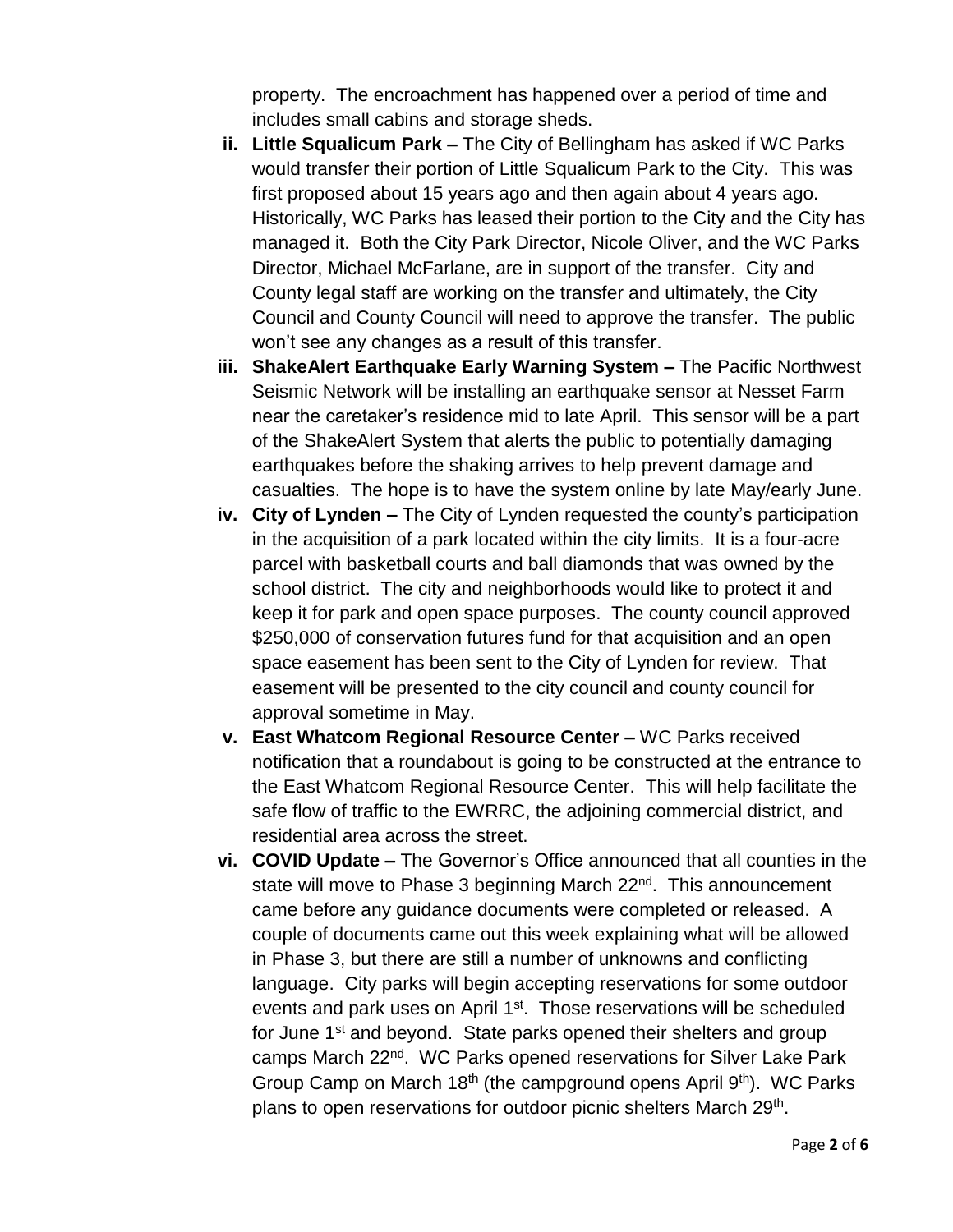property. The encroachment has happened over a period of time and includes small cabins and storage sheds.

ii. **Little Squalicum Park –** The City of Bellingham has asked if WC Parks would transfer their portion of Little Squalicum Park to the City. This was first proposed about 15 years ago and then again about 4 years ago. Historically, WC Parks has leased their portion to the City and the City has managed it. Both the City Park Director, Nicole Oliver, and the WC Parks Director, Michael McFarlane, are in support of the transfer. City and County legal staff are working on the transfer and ultimately, the City Council and County Council will need to approve the transfer. The public won't see any changes as a result of this transfer.

iii. **ShakeAlert Earthquake Early Warning System –** The Pacific Northwest Seismic Network will be installing an earthquake sensor at Nesset Farm near the caretaker's residence mid to late April. This sensor will be a part of the ShakeAlert System that alerts the public to potentially damaging earthquakes before the shaking arrives to help prevent damage and casualties. The hope is to have the system online by late May/early June.

iv. **City of Lynden –** The City of Lynden requested the county's participation in the acquisition of a park located within the city limits. It is a four-acre parcel with basketball courts and ball diamonds that was owned by the school district. The city and neighborhoods would like to protect it and keep it for park and open space purposes. The county council approved $250,000 of conservation futures fund for that acquisition and an open space easement has been sent to the City of Lynden for review. That easement will be presented to the city council and county council for approval sometime in May.

v. **East Whatcom Regional Resource Center –** WC Parks received notification that a roundabout is going to be constructed at the entrance to the East Whatcom Regional Resource Center. This will help facilitate the safe flow of traffic to the EWRRC, the adjoining commercial district, and residential area across the street.

vi. **COVID Update –** The Governor's Office announced that all counties in the state will move to Phase 3 beginning March 22nd. This announcement came before any guidance documents were completed or released. A couple of documents came out this week explaining what will be allowed in Phase 3, but there are still a number of unknowns and conflicting language. City parks will begin accepting reservations for some outdoor events and park uses on April 1st. Those reservations will be scheduled for June 1st and beyond. State parks opened their shelters and group camps March 22nd. WC Parks opened reservations for Silver Lake Park Group Camp on March 18th (the campground opens April 9th). WC Parks plans to open reservations for outdoor picnic shelters March 29th.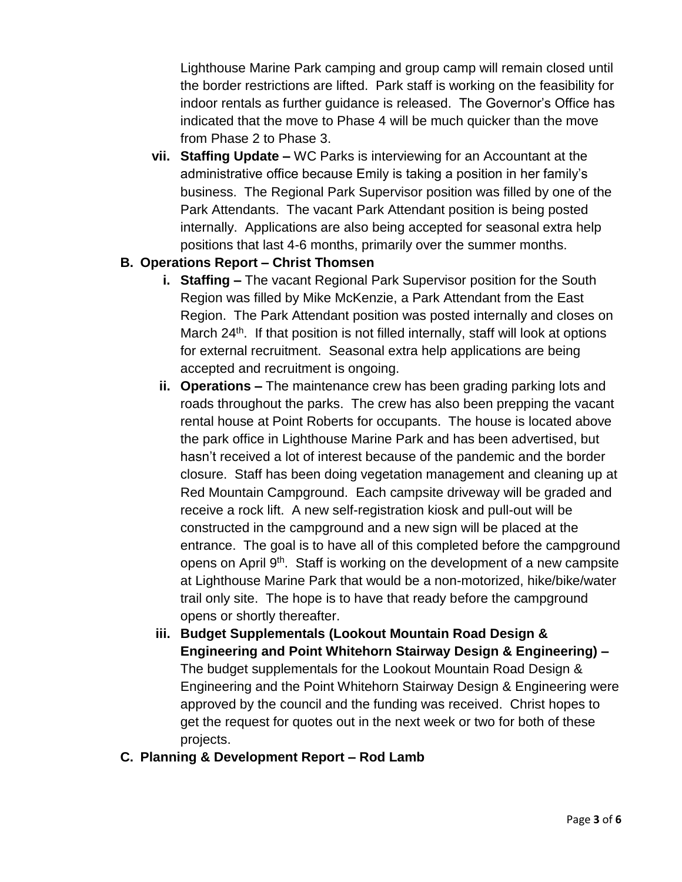Lighthouse Marine Park camping and group camp will remain closed until the border restrictions are lifted. Park staff is working on the feasibility for indoor rentals as further guidance is released. The Governor's Office has indicated that the move to Phase 4 will be much quicker than the move from Phase 2 to Phase 3.

vii. **Staffing Update –** WC Parks is interviewing for an Accountant at the administrative office because Emily is taking a position in her family's business. The Regional Park Supervisor position was filled by one of the Park Attendants. The vacant Park Attendant position is being posted internally. Applications are also being accepted for seasonal extra help positions that last 4-6 months, primarily over the summer months.

**B. Operations Report – Christ Thomsen**

i. **Staffing –** The vacant Regional Park Supervisor position for the South Region was filled by Mike McKenzie, a Park Attendant from the East Region. The Park Attendant position was posted internally and closes on March 24th. If that position is not filled internally, staff will look at options for external recruitment. Seasonal extra help applications are being accepted and recruitment is ongoing.

ii. **Operations –** The maintenance crew has been grading parking lots and roads throughout the parks. The crew has also been prepping the vacant rental house at Point Roberts for occupants. The house is located above the park office in Lighthouse Marine Park and has been advertised, but hasn't received a lot of interest because of the pandemic and the border closure. Staff has been doing vegetation management and cleaning up at Red Mountain Campground. Each campsite driveway will be graded and receive a rock lift. A new self-registration kiosk and pull-out will be constructed in the campground and a new sign will be placed at the entrance. The goal is to have all of this completed before the campground opens on April 9th. Staff is working on the development of a new campsite at Lighthouse Marine Park that would be a non-motorized, hike/bike/water trail only site. The hope is to have that ready before the campground opens or shortly thereafter.

iii. **Budget Supplementals (Lookout Mountain Road Design & Engineering and Point Whitehorn Stairway Design & Engineering) –** The budget supplementals for the Lookout Mountain Road Design & Engineering and the Point Whitehorn Stairway Design & Engineering were approved by the council and the funding was received. Christ hopes to get the request for quotes out in the next week or two for both of these projects.

**C. Planning & Development Report – Rod Lamb**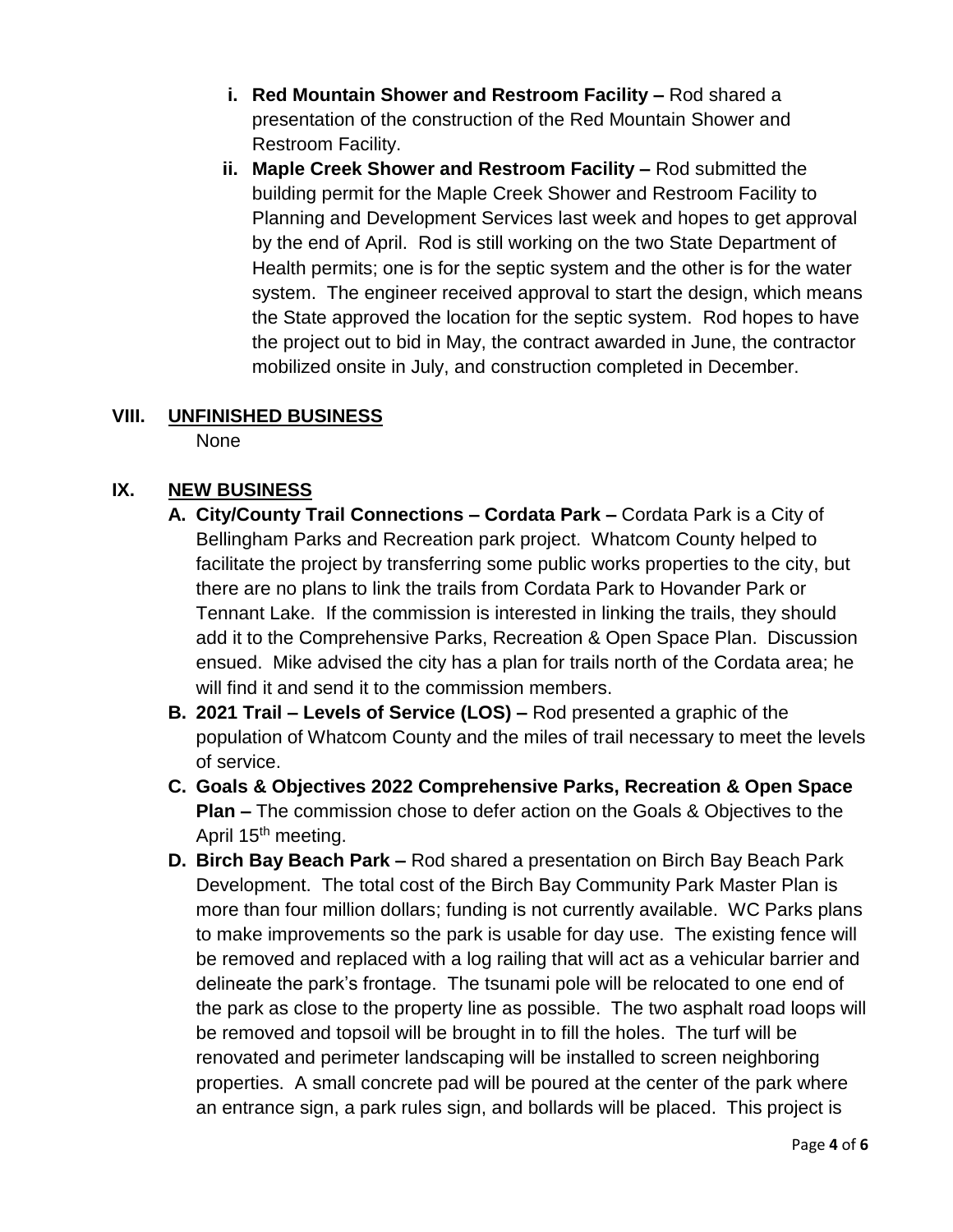- **i. Red Mountain Shower and Restroom Facility –** Rod shared a presentation of the construction of the Red Mountain Shower and Restroom Facility.
- **ii. Maple Creek Shower and Restroom Facility –** Rod submitted the building permit for the Maple Creek Shower and Restroom Facility to Planning and Development Services last week and hopes to get approval by the end of April. Rod is still working on the two State Department of Health permits; one is for the septic system and the other is for the water system. The engineer received approval to start the design, which means the State approved the location for the septic system. Rod hopes to have the project out to bid in May, the contract awarded in June, the contractor mobilized onsite in July, and construction completed in December.

## VIII. UNFINISHED BUSINESS

None

## IX. NEW BUSINESS

- **A. City/County Trail Connections – Cordata Park –** Cordata Park is a City of Bellingham Parks and Recreation park project. Whatcom County helped to facilitate the project by transferring some public works properties to the city, but there are no plans to link the trails from Cordata Park to Hovander Park or Tennant Lake. If the commission is interested in linking the trails, they should add it to the Comprehensive Parks, Recreation & Open Space Plan. Discussion ensued. Mike advised the city has a plan for trails north of the Cordata area; he will find it and send it to the commission members.
- **B. 2021 Trail – Levels of Service (LOS) –** Rod presented a graphic of the population of Whatcom County and the miles of trail necessary to meet the levels of service.
- **C. Goals & Objectives 2022 Comprehensive Parks, Recreation & Open Space Plan –** The commission chose to defer action on the Goals & Objectives to the April 15th meeting.
- **D. Birch Bay Beach Park –** Rod shared a presentation on Birch Bay Beach Park Development. The total cost of the Birch Bay Community Park Master Plan is more than four million dollars; funding is not currently available. WC Parks plans to make improvements so the park is usable for day use. The existing fence will be removed and replaced with a log railing that will act as a vehicular barrier and delineate the park's frontage. The tsunami pole will be relocated to one end of the park as close to the property line as possible. The two asphalt road loops will be removed and topsoil will be brought in to fill the holes. The turf will be renovated and perimeter landscaping will be installed to screen neighboring properties. A small concrete pad will be poured at the center of the park where an entrance sign, a park rules sign, and bollards will be placed. This project is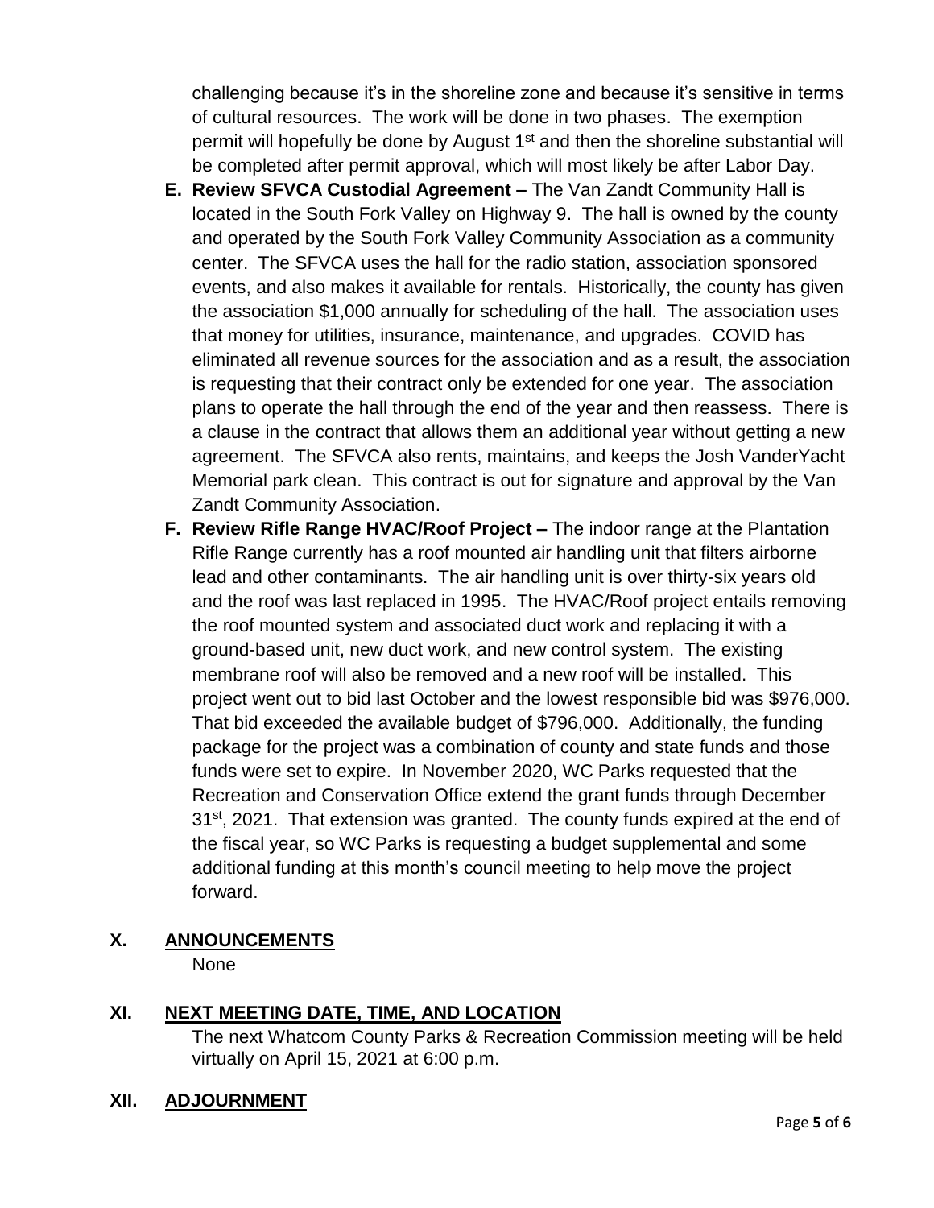challenging because it's in the shoreline zone and because it's sensitive in terms of cultural resources. The work will be done in two phases. The exemption permit will hopefully be done by August 1st and then the shoreline substantial will be completed after permit approval, which will most likely be after Labor Day.

- **E. Review SFVCA Custodial Agreement –** The Van Zandt Community Hall is located in the South Fork Valley on Highway 9. The hall is owned by the county and operated by the South Fork Valley Community Association as a community center. The SFVCA uses the hall for the radio station, association sponsored events, and also makes it available for rentals. Historically, the county has given the association $1,000 annually for scheduling of the hall. The association uses that money for utilities, insurance, maintenance, and upgrades. COVID has eliminated all revenue sources for the association and as a result, the association is requesting that their contract only be extended for one year. The association plans to operate the hall through the end of the year and then reassess. There is a clause in the contract that allows them an additional year without getting a new agreement. The SFVCA also rents, maintains, and keeps the Josh VanderYacht Memorial park clean. This contract is out for signature and approval by the Van Zandt Community Association.
- **F. Review Rifle Range HVAC/Roof Project –** The indoor range at the Plantation Rifle Range currently has a roof mounted air handling unit that filters airborne lead and other contaminants. The air handling unit is over thirty-six years old and the roof was last replaced in 1995. The HVAC/Roof project entails removing the roof mounted system and associated duct work and replacing it with a ground-based unit, new duct work, and new control system. The existing membrane roof will also be removed and a new roof will be installed. This project went out to bid last October and the lowest responsible bid was $976,000. That bid exceeded the available budget of $796,000. Additionally, the funding package for the project was a combination of county and state funds and those funds were set to expire. In November 2020, WC Parks requested that the Recreation and Conservation Office extend the grant funds through December 31st, 2021. That extension was granted. The county funds expired at the end of the fiscal year, so WC Parks is requesting a budget supplemental and some additional funding at this month's council meeting to help move the project forward.

## X. ANNOUNCEMENTS

None

## XI. NEXT MEETING DATE, TIME, AND LOCATION

The next Whatcom County Parks & Recreation Commission meeting will be held virtually on April 15, 2021 at 6:00 p.m.

## XII. ADJOURNMENT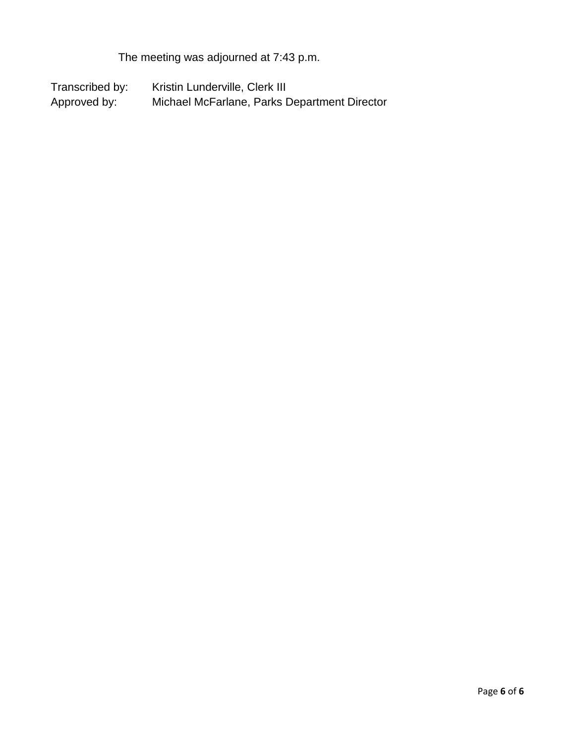The meeting was adjourned at 7:43 p.m.

Transcribed by: Kristin Lunderville, Clerk III
Approved by: Michael McFarlane, Parks Department Director